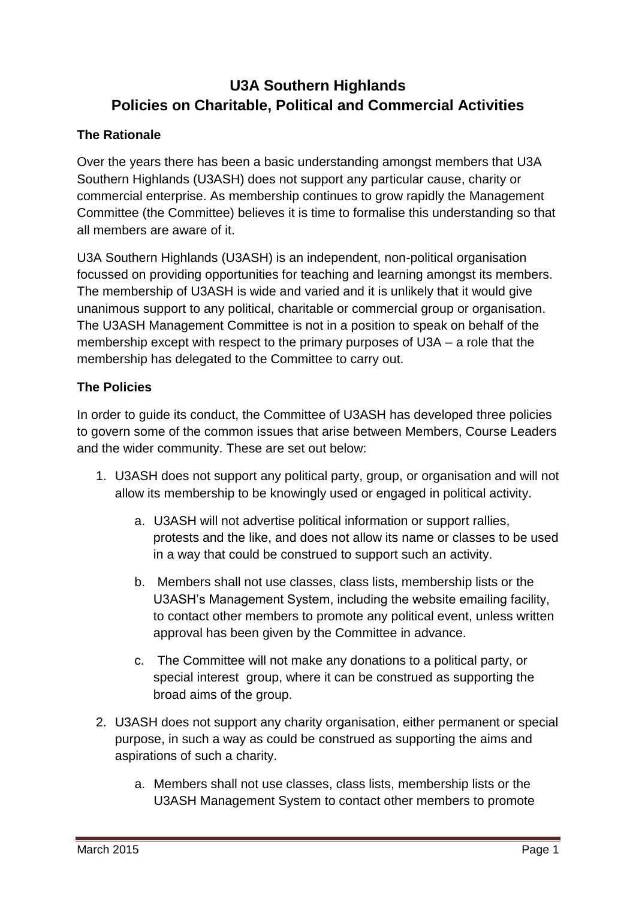# U3A Southern Highlands
# Policies on Charitable, Political and Commercial Activities

### The Rationale

Over the years there has been a basic understanding amongst members that U3A Southern Highlands (U3ASH) does not support any particular cause, charity or commercial enterprise. As membership continues to grow rapidly the Management Committee (the Committee) believes it is time to formalise this understanding so that all members are aware of it.

U3A Southern Highlands (U3ASH) is an independent, non-political organisation focussed on providing opportunities for teaching and learning amongst its members. The membership of U3ASH is wide and varied and it is unlikely that it would give unanimous support to any political, charitable or commercial group or organisation. The U3ASH Management Committee is not in a position to speak on behalf of the membership except with respect to the primary purposes of U3A – a role that the membership has delegated to the Committee to carry out.

### The Policies

In order to guide its conduct, the Committee of U3ASH has developed three policies to govern some of the common issues that arise between Members, Course Leaders and the wider community. These are set out below:

1. U3ASH does not support any political party, group, or organisation and will not allow its membership to be knowingly used or engaged in political activity.
    a. U3ASH will not advertise political information or support rallies, protests and the like, and does not allow its name or classes to be used in a way that could be construed to support such an activity.
    b. Members shall not use classes, class lists, membership lists or the U3ASH's Management System, including the website emailing facility, to contact other members to promote any political event, unless written approval has been given by the Committee in advance.
    c. The Committee will not make any donations to a political party, or special interest group, where it can be construed as supporting the broad aims of the group.
2. U3ASH does not support any charity organisation, either permanent or special purpose, in such a way as could be construed as supporting the aims and aspirations of such a charity.
    a. Members shall not use classes, class lists, membership lists or the U3ASH Management System to contact other members to promote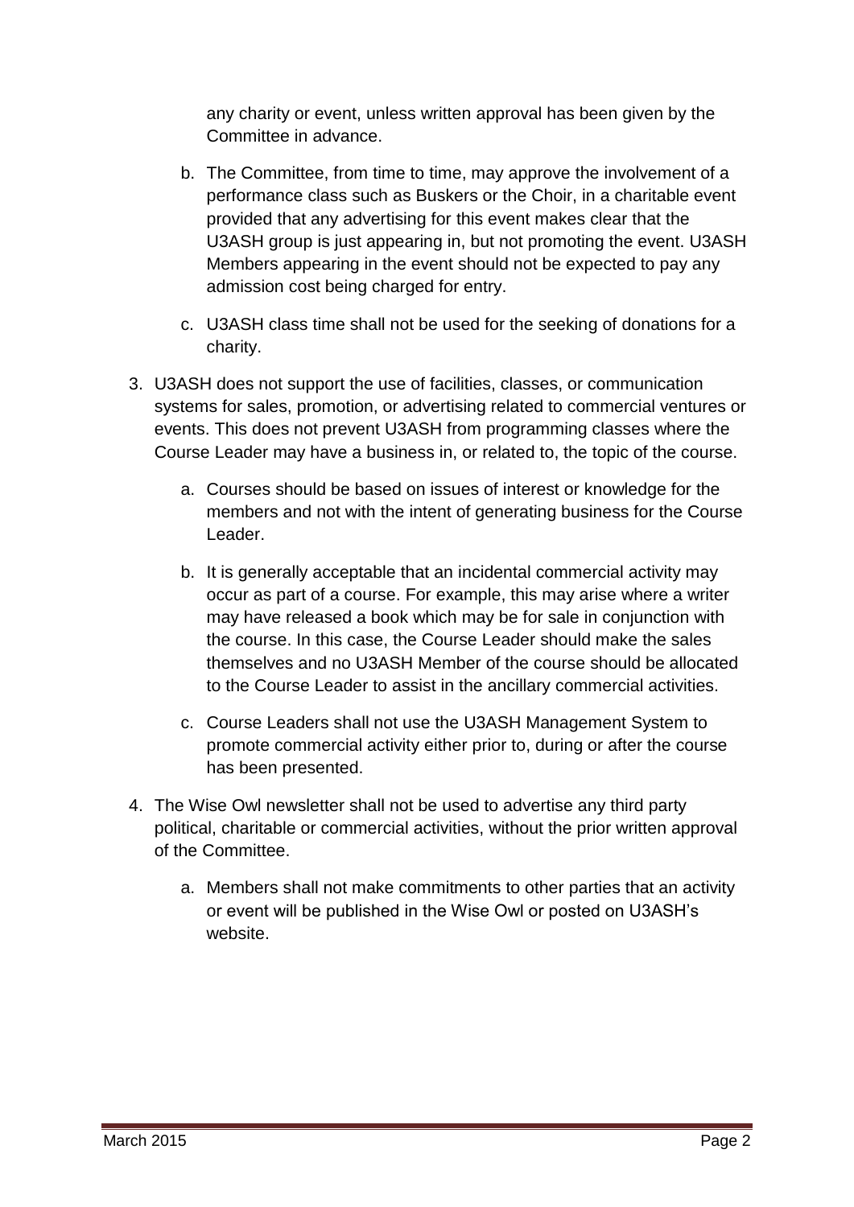any charity or event, unless written approval has been given by the Committee in advance.

   b. The Committee, from time to time, may approve the involvement of a performance class such as Buskers or the Choir, in a charitable event provided that any advertising for this event makes clear that the U3ASH group is just appearing in, but not promoting the event. U3ASH Members appearing in the event should not be expected to pay any admission cost being charged for entry.

   c. U3ASH class time shall not be used for the seeking of donations for a charity.

3. U3ASH does not support the use of facilities, classes, or communication systems for sales, promotion, or advertising related to commercial ventures or events. This does not prevent U3ASH from programming classes where the Course Leader may have a business in, or related to, the topic of the course.

   a. Courses should be based on issues of interest or knowledge for the members and not with the intent of generating business for the Course Leader.

   b. It is generally acceptable that an incidental commercial activity may occur as part of a course. For example, this may arise where a writer may have released a book which may be for sale in conjunction with the course. In this case, the Course Leader should make the sales themselves and no U3ASH Member of the course should be allocated to the Course Leader to assist in the ancillary commercial activities.

   c. Course Leaders shall not use the U3ASH Management System to promote commercial activity either prior to, during or after the course has been presented.

4. The Wise Owl newsletter shall not be used to advertise any third party political, charitable or commercial activities, without the prior written approval of the Committee.

   a. Members shall not make commitments to other parties that an activity or event will be published in the Wise Owl or posted on U3ASH's website.

March 2015